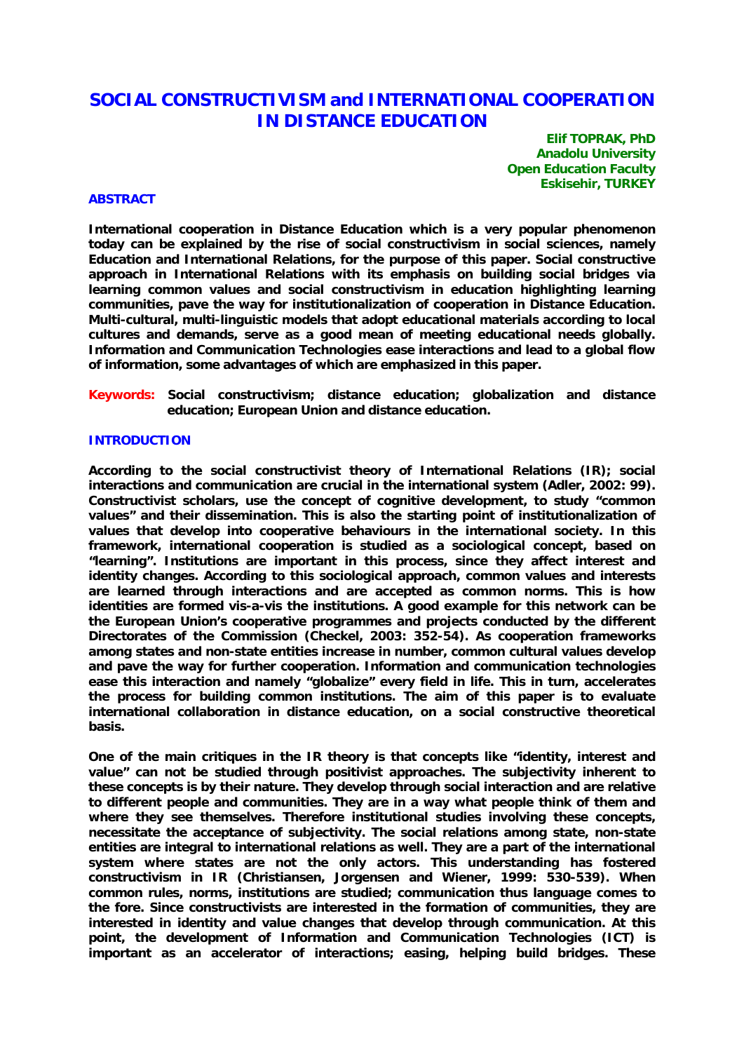# SOCIAL CONSTRUCTIVISM and INTERNATIONAL COOPERATION IN DISTANCE EDUCATION

**Elif TOPRAK, PhD**
**Anadolu University**
**Open Education Faculty**
**Eskisehir, TURKEY**

## ABSTRACT

International cooperation in Distance Education which is a very popular phenomenon today can be explained by the rise of social constructivism in social sciences, namely Education and International Relations, for the purpose of this paper. Social constructive approach in International Relations with its emphasis on building social bridges via learning common values and social constructivism in education highlighting learning communities, pave the way for institutionalization of cooperation in Distance Education. Multi-cultural, multi-linguistic models that adopt educational materials according to local cultures and demands, serve as a good mean of meeting educational needs globally. Information and Communication Technologies ease interactions and lead to a global flow of information, some advantages of which are emphasized in this paper.

**Keywords:** Social constructivism; distance education; globalization and distance education; European Union and distance education.

## INTRODUCTION

According to the social constructivist theory of International Relations (IR); social interactions and communication are crucial in the international system (Adler, 2002: 99). Constructivist scholars, use the concept of cognitive development, to study "common values" and their dissemination. This is also the starting point of institutionalization of values that develop into cooperative behaviours in the international society. In this framework, international cooperation is studied as a sociological concept, based on "learning". Institutions are important in this process, since they affect interest and identity changes. According to this sociological approach, common values and interests are learned through interactions and are accepted as common norms. This is how identities are formed vis-a-vis the institutions. A good example for this network can be the European Union's cooperative programmes and projects conducted by the different Directorates of the Commission (Checkel, 2003: 352-54). As cooperation frameworks among states and non-state entities increase in number, common cultural values develop and pave the way for further cooperation. Information and communication technologies ease this interaction and namely "globalize" every field in life. This in turn, accelerates the process for building common institutions. The aim of this paper is to evaluate international collaboration in distance education, on a social constructive theoretical basis.

One of the main critiques in the IR theory is that concepts like "identity, interest and value" can not be studied through positivist approaches. The subjectivity inherent to these concepts is by their nature. They develop through social interaction and are relative to different people and communities. They are in a way what people think of them and where they see themselves. Therefore institutional studies involving these concepts, necessitate the acceptance of subjectivity. The social relations among state, non-state entities are integral to international relations as well. They are a part of the international system where states are not the only actors. This understanding has fostered constructivism in IR (Christiansen, Jorgensen and Wiener, 1999: 530-539). When common rules, norms, institutions are studied; communication thus language comes to the fore. Since constructivists are interested in the formation of communities, they are interested in identity and value changes that develop through communication. At this point, the development of Information and Communication Technologies (ICT) is important as an accelerator of interactions; easing, helping build bridges. These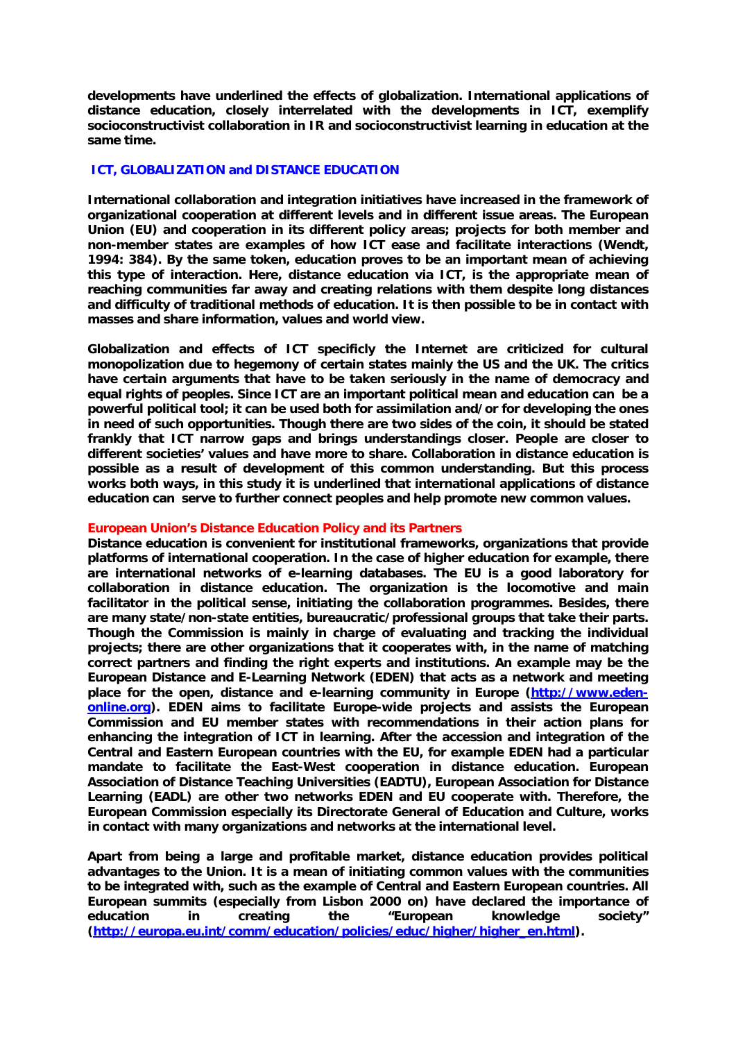**developments have underlined the effects of globalization. International applications of distance education, closely interrelated with the developments in ICT, exemplify socioconstructivist collaboration in IR and socioconstructivist learning in education at the same time.**

## ICT, GLOBALIZATION and DISTANCE EDUCATION

**International collaboration and integration initiatives have increased in the framework of organizational cooperation at different levels and in different issue areas. The European Union (EU) and cooperation in its different policy areas; projects for both member and non-member states are examples of how ICT ease and facilitate interactions (Wendt, 1994: 384). By the same token, education proves to be an important mean of achieving this type of interaction. Here, distance education via ICT, is the appropriate mean of reaching communities far away and creating relations with them despite long distances and difficulty of traditional methods of education. It is then possible to be in contact with masses and share information, values and world view.**

**Globalization and effects of ICT specificly the Internet are criticized for cultural monopolization due to hegemony of certain states mainly the US and the UK. The critics have certain arguments that have to be taken seriously in the name of democracy and equal rights of peoples. Since ICT are an important political mean and education can be a powerful political tool; it can be used both for assimilation and/or for developing the ones in need of such opportunities. Though there are two sides of the coin, it should be stated frankly that ICT narrow gaps and brings understandings closer. People are closer to different societies' values and have more to share. Collaboration in distance education is possible as a result of development of this common understanding. But this process works both ways, in this study it is underlined that international applications of distance education can serve to further connect peoples and help promote new common values.**

### European Union's Distance Education Policy and its Partners

**Distance education is convenient for institutional frameworks, organizations that provide platforms of international cooperation. In the case of higher education for example, there are international networks of e-learning databases. The EU is a good laboratory for collaboration in distance education. The organization is the locomotive and main facilitator in the political sense, initiating the collaboration programmes. Besides, there are many state/non-state entities, bureaucratic/professional groups that take their parts. Though the Commission is mainly in charge of evaluating and tracking the individual projects; there are other organizations that it cooperates with, in the name of matching correct partners and finding the right experts and institutions. An example may be the European Distance and E-Learning Network (EDEN) that acts as a network and meeting place for the open, distance and e-learning community in Europe (http://www.eden-online.org). EDEN aims to facilitate Europe-wide projects and assists the European Commission and EU member states with recommendations in their action plans for enhancing the integration of ICT in learning. After the accession and integration of the Central and Eastern European countries with the EU, for example EDEN had a particular mandate to facilitate the East-West cooperation in distance education. European Association of Distance Teaching Universities (EADTU), European Association for Distance Learning (EADL) are other two networks EDEN and EU cooperate with. Therefore, the European Commission especially its Directorate General of Education and Culture, works in contact with many organizations and networks at the international level.**

**Apart from being a large and profitable market, distance education provides political advantages to the Union. It is a mean of initiating common values with the communities to be integrated with, such as the example of Central and Eastern European countries. All European summits (especially from Lisbon 2000 on) have declared the importance of education in creating the "European knowledge society" (http://europa.eu.int/comm/education/policies/educ/higher/higher_en.html).**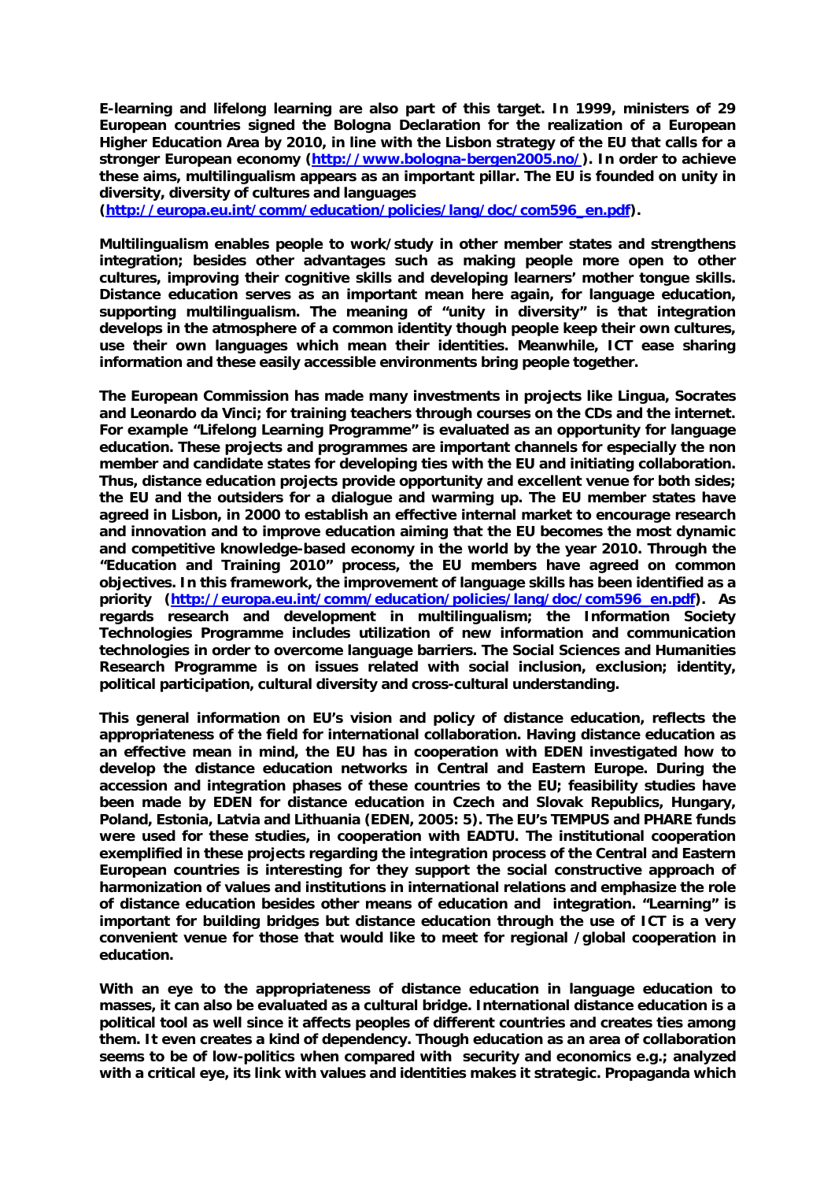**E-learning and lifelong learning are also part of this target. In 1999, ministers of 29 European countries signed the Bologna Declaration for the realization of a European Higher Education Area by 2010, in line with the Lisbon strategy of the EU that calls for a stronger European economy ([http://www.bologna-bergen2005.no/](http://www.bologna-bergen2005.no/)). In order to achieve these aims, multilingualism appears as an important pillar. The EU is founded on unity in diversity, diversity of cultures and languages ([http://europa.eu.int/comm/education/policies/lang/doc/com596_en.pdf](http://europa.eu.int/comm/education/policies/lang/doc/com596_en.pdf)).**

**Multilingualism enables people to work/study in other member states and strengthens integration; besides other advantages such as making people more open to other cultures, improving their cognitive skills and developing learners' mother tongue skills. Distance education serves as an important mean here again, for language education, supporting multilingualism. The meaning of "unity in diversity" is that integration develops in the atmosphere of a common identity though people keep their own cultures, use their own languages which mean their identities. Meanwhile, ICT ease sharing information and these easily accessible environments bring people together.**

**The European Commission has made many investments in projects like Lingua, Socrates and Leonardo da Vinci; for training teachers through courses on the CDs and the internet. For example "Lifelong Learning Programme" is evaluated as an opportunity for language education. These projects and programmes are important channels for especially the non member and candidate states for developing ties with the EU and initiating collaboration. Thus, distance education projects provide opportunity and excellent venue for both sides; the EU and the outsiders for a dialogue and warming up. The EU member states have agreed in Lisbon, in 2000 to establish an effective internal market to encourage research and innovation and to improve education aiming that the EU becomes the most dynamic and competitive knowledge-based economy in the world by the year 2010. Through the "Education and Training 2010" process, the EU members have agreed on common objectives. In this framework, the improvement of language skills has been identified as a priority ([http://europa.eu.int/comm/education/policies/lang/doc/com596_en.pdf](http://europa.eu.int/comm/education/policies/lang/doc/com596_en.pdf)). As regards research and development in multilingualism; the Information Society Technologies Programme includes utilization of new information and communication technologies in order to overcome language barriers. The Social Sciences and Humanities Research Programme is on issues related with social inclusion, exclusion; identity, political participation, cultural diversity and cross-cultural understanding.**

**This general information on EU's vision and policy of distance education, reflects the appropriateness of the field for international collaboration. Having distance education as an effective mean in mind, the EU has in cooperation with EDEN investigated how to develop the distance education networks in Central and Eastern Europe. During the accession and integration phases of these countries to the EU; feasibility studies have been made by EDEN for distance education in Czech and Slovak Republics, Hungary, Poland, Estonia, Latvia and Lithuania (EDEN, 2005: 5). The EU's TEMPUS and PHARE funds were used for these studies, in cooperation with EADTU. The institutional cooperation exemplified in these projects regarding the integration process of the Central and Eastern European countries is interesting for they support the social constructive approach of harmonization of values and institutions in international relations and emphasize the role of distance education besides other means of education and integration. "Learning" is important for building bridges but distance education through the use of ICT is a very convenient venue for those that would like to meet for regional /global cooperation in education.**

**With an eye to the appropriateness of distance education in language education to masses, it can also be evaluated as a cultural bridge. International distance education is a political tool as well since it affects peoples of different countries and creates ties among them. It even creates a kind of dependency. Though education as an area of collaboration seems to be of low-politics when compared with security and economics e.g.; analyzed with a critical eye, its link with values and identities makes it strategic. Propaganda which**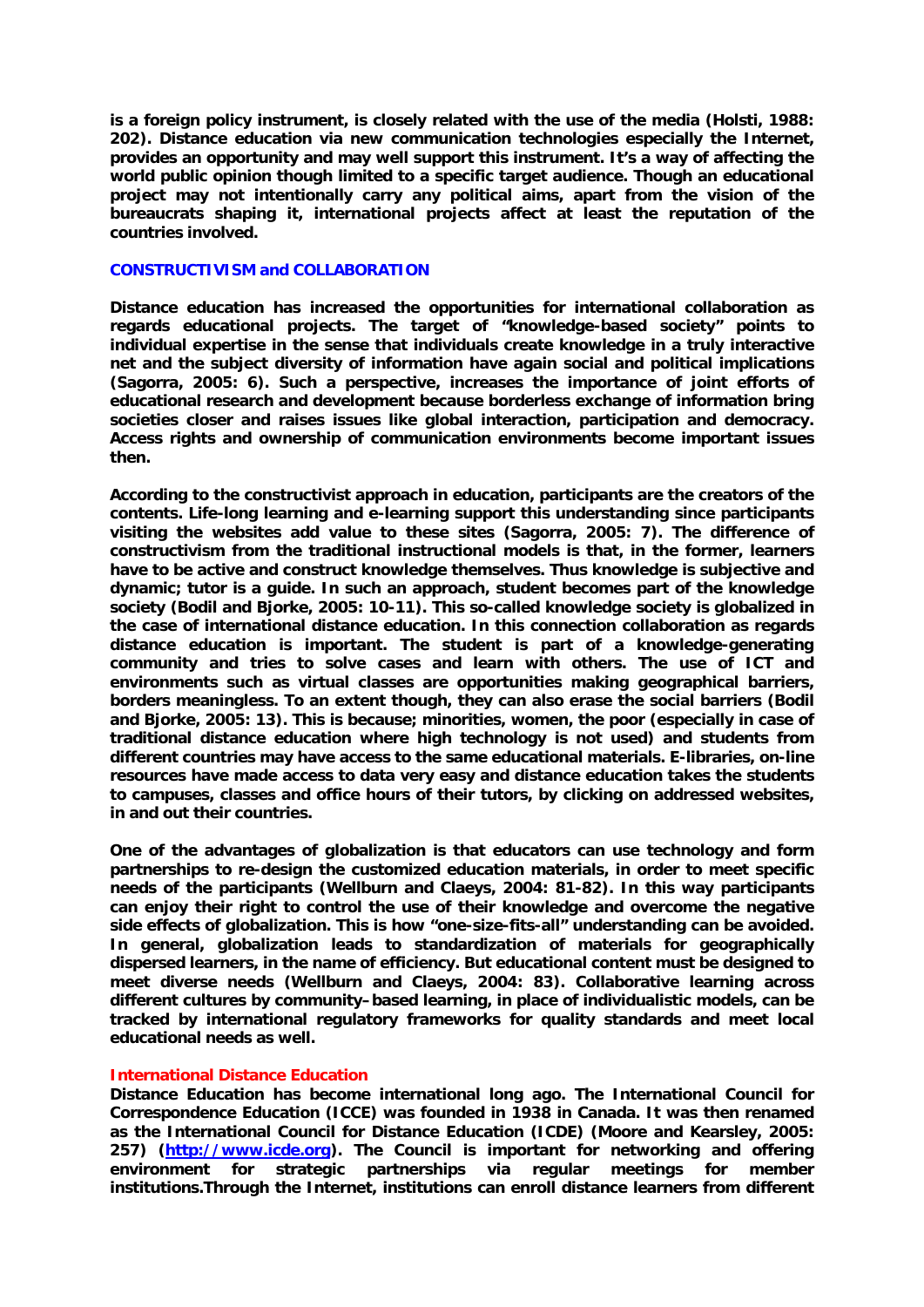**is a foreign policy instrument, is closely related with the use of the media (Holsti, 1988: 202). Distance education via new communication technologies especially the Internet, provides an opportunity and may well support this instrument. It's a way of affecting the world public opinion though limited to a specific target audience. Though an educational project may not intentionally carry any political aims, apart from the vision of the bureaucrats shaping it, international projects affect at least the reputation of the countries involved.**

## CONSTRUCTIVISM and COLLABORATION

**Distance education has increased the opportunities for international collaboration as regards educational projects. The target of "knowledge-based society" points to individual expertise in the sense that individuals create knowledge in a truly interactive net and the subject diversity of information have again social and political implications (Sagorra, 2005: 6). Such a perspective, increases the importance of joint efforts of educational research and development because borderless exchange of information bring societies closer and raises issues like global interaction, participation and democracy. Access rights and ownership of communication environments become important issues then.**

**According to the constructivist approach in education, participants are the creators of the contents. Life-long learning and e-learning support this understanding since participants visiting the websites add value to these sites (Sagorra, 2005: 7). The difference of constructivism from the traditional instructional models is that, in the former, learners have to be active and construct knowledge themselves. Thus knowledge is subjective and dynamic; tutor is a guide. In such an approach, student becomes part of the knowledge society (Bodil and Bjorke, 2005: 10-11). This so-called knowledge society is globalized in the case of international distance education. In this connection collaboration as regards distance education is important. The student is part of a knowledge-generating community and tries to solve cases and learn with others. The use of ICT and environments such as virtual classes are opportunities making geographical barriers, borders meaningless. To an extent though, they can also erase the social barriers (Bodil and Bjorke, 2005: 13). This is because; minorities, women, the poor (especially in case of traditional distance education where high technology is not used) and students from different countries may have access to the same educational materials. E-libraries, on-line resources have made access to data very easy and distance education takes the students to campuses, classes and office hours of their tutors, by clicking on addressed websites, in and out their countries.**

**One of the advantages of globalization is that educators can use technology and form partnerships to re-design the customized education materials, in order to meet specific needs of the participants (Wellburn and Claeys, 2004: 81-82). In this way participants can enjoy their right to control the use of their knowledge and overcome the negative side effects of globalization. This is how "one-size-fits-all" understanding can be avoided. In general, globalization leads to standardization of materials for geographically dispersed learners, in the name of efficiency. But educational content must be designed to meet diverse needs (Wellburn and Claeys, 2004: 83). Collaborative learning across different cultures by community–based learning, in place of individualistic models, can be tracked by international regulatory frameworks for quality standards and meet local educational needs as well.**

## International Distance Education

**Distance Education has become international long ago. The International Council for Correspondence Education (ICCE) was founded in 1938 in Canada. It was then renamed as the International Council for Distance Education (ICDE) (Moore and Kearsley, 2005: 257) (http://www.icde.org). The Council is important for networking and offering environment for strategic partnerships via regular meetings for member institutions.Through the Internet, institutions can enroll distance learners from different**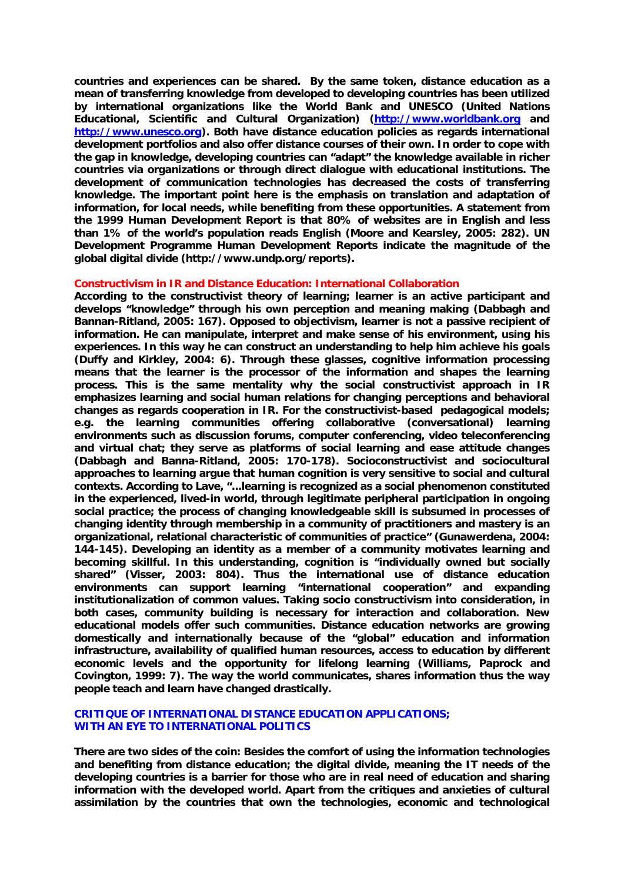**countries and experiences can be shared. By the same token, distance education as a mean of transferring knowledge from developed to developing countries has been utilized by international organizations like the World Bank and UNESCO (United Nations Educational, Scientific and Cultural Organization) (http://www.worldbank.org and http://www.unesco.org). Both have distance education policies as regards international development portfolios and also offer distance courses of their own. In order to cope with the gap in knowledge, developing countries can "adapt" the knowledge available in richer countries via organizations or through direct dialogue with educational institutions. The development of communication technologies has decreased the costs of transferring knowledge. The important point here is the emphasis on translation and adaptation of information, for local needs, while benefiting from these opportunities. A statement from the 1999 Human Development Report is that 80% of websites are in English and less than 1% of the world's population reads English (Moore and Kearsley, 2005: 282). UN Development Programme Human Development Reports indicate the magnitude of the global digital divide (http://www.undp.org/reports).**

### Constructivism in IR and Distance Education: International Collaboration

**According to the constructivist theory of learning; learner is an active participant and develops "knowledge" through his own perception and meaning making (Dabbagh and Bannan-Ritland, 2005: 167). Opposed to objectivism, learner is not a passive recipient of information. He can manipulate, interpret and make sense of his environment, using his experiences. In this way he can construct an understanding to help him achieve his goals (Duffy and Kirkley, 2004: 6). Through these glasses, cognitive information processing means that the learner is the processor of the information and shapes the learning process. This is the same mentality why the social constructivist approach in IR emphasizes learning and social human relations for changing perceptions and behavioral changes as regards cooperation in IR. For the constructivist-based pedagogical models; e.g. the learning communities offering collaborative (conversational) learning environments such as discussion forums, computer conferencing, video teleconferencing and virtual chat; they serve as platforms of social learning and ease attitude changes (Dabbagh and Banna-Ritland, 2005: 170-178). Socioconstructivist and sociocultural approaches to learning argue that human cognition is very sensitive to social and cultural contexts. According to Lave, "…learning is recognized as a social phenomenon constituted in the experienced, lived-in world, through legitimate peripheral participation in ongoing social practice; the process of changing knowledgeable skill is subsumed in processes of changing identity through membership in a community of practitioners and mastery is an organizational, relational characteristic of communities of practice" (Gunawerdena, 2004: 144-145). Developing an identity as a member of a community motivates learning and becoming skillful. In this understanding, cognition is "individually owned but socially shared" (Visser, 2003: 804). Thus the international use of distance education environments can support learning "international cooperation" and expanding institutionalization of common values. Taking socio constructivism into consideration, in both cases, community building is necessary for interaction and collaboration. New educational models offer such communities. Distance education networks are growing domestically and internationally because of the "global" education and information infrastructure, availability of qualified human resources, access to education by different economic levels and the opportunity for lifelong learning (Williams, Paprock and Covington, 1999: 7). The way the world communicates, shares information thus the way people teach and learn have changed drastically.**

### CRITIQUE OF INTERNATIONAL DISTANCE EDUCATION APPLICATIONS; WITH AN EYE TO INTERNATIONAL POLITICS

**There are two sides of the coin: Besides the comfort of using the information technologies and benefiting from distance education; the digital divide, meaning the IT needs of the developing countries is a barrier for those who are in real need of education and sharing information with the developed world. Apart from the critiques and anxieties of cultural assimilation by the countries that own the technologies, economic and technological**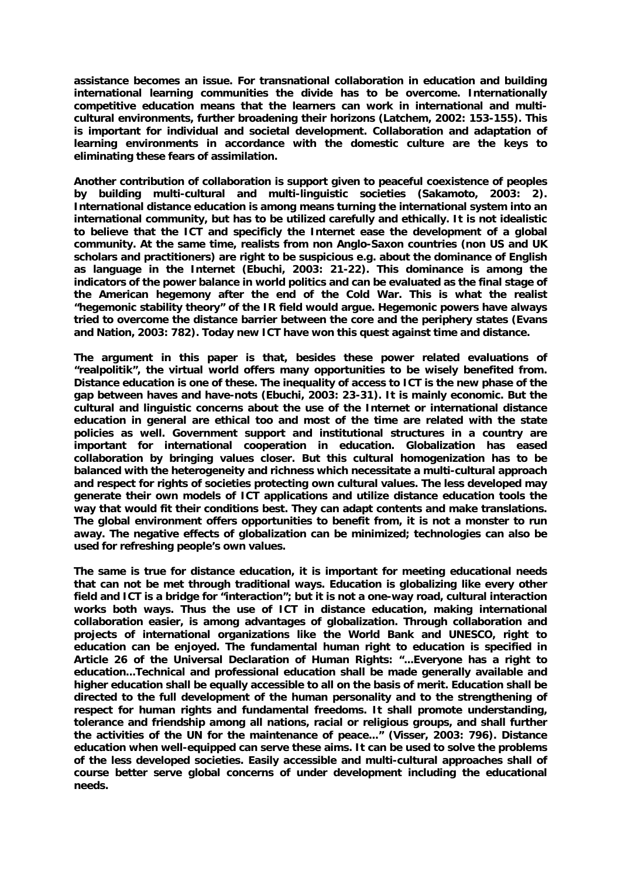assistance becomes an issue. For transnational collaboration in education and building international learning communities the divide has to be overcome. Internationally competitive education means that the learners can work in international and multi-cultural environments, further broadening their horizons (Latchem, 2002: 153-155). This is important for individual and societal development. Collaboration and adaptation of learning environments in accordance with the domestic culture are the keys to eliminating these fears of assimilation.

Another contribution of collaboration is support given to peaceful coexistence of peoples by building multi-cultural and multi-linguistic societies (Sakamoto, 2003: 2). International distance education is among means turning the international system into an international community, but has to be utilized carefully and ethically. It is not idealistic to believe that the ICT and specificly the Internet ease the development of a global community. At the same time, realists from non Anglo-Saxon countries (non US and UK scholars and practitioners) are right to be suspicious e.g. about the dominance of English as language in the Internet (Ebuchi, 2003: 21-22). This dominance is among the indicators of the power balance in world politics and can be evaluated as the final stage of the American hegemony after the end of the Cold War. This is what the realist "hegemonic stability theory" of the IR field would argue. Hegemonic powers have always tried to overcome the distance barrier between the core and the periphery states (Evans and Nation, 2003: 782). Today new ICT have won this quest against time and distance.

The argument in this paper is that, besides these power related evaluations of "realpolitik", the virtual world offers many opportunities to be wisely benefited from. Distance education is one of these. The inequality of access to ICT is the new phase of the gap between haves and have-nots (Ebuchi, 2003: 23-31). It is mainly economic. But the cultural and linguistic concerns about the use of the Internet or international distance education in general are ethical too and most of the time are related with the state policies as well. Government support and institutional structures in a country are important for international cooperation in education. Globalization has eased collaboration by bringing values closer. But this cultural homogenization has to be balanced with the heterogeneity and richness which necessitate a multi-cultural approach and respect for rights of societies protecting own cultural values. The less developed may generate their own models of ICT applications and utilize distance education tools the way that would fit their conditions best. They can adapt contents and make translations. The global environment offers opportunities to benefit from, it is not a monster to run away. The negative effects of globalization can be minimized; technologies can also be used for refreshing people's own values.

The same is true for distance education, it is important for meeting educational needs that can not be met through traditional ways. Education is globalizing like every other field and ICT is a bridge for "interaction"; but it is not a one-way road, cultural interaction works both ways. Thus the use of ICT in distance education, making international collaboration easier, is among advantages of globalization. Through collaboration and projects of international organizations like the World Bank and UNESCO, right to education can be enjoyed. The fundamental human right to education is specified in Article 26 of the Universal Declaration of Human Rights: "…Everyone has a right to education…Technical and professional education shall be made generally available and higher education shall be equally accessible to all on the basis of merit. Education shall be directed to the full development of the human personality and to the strengthening of respect for human rights and fundamental freedoms. It shall promote understanding, tolerance and friendship among all nations, racial or religious groups, and shall further the activities of the UN for the maintenance of peace…" (Visser, 2003: 796). Distance education when well-equipped can serve these aims. It can be used to solve the problems of the less developed societies. Easily accessible and multi-cultural approaches shall of course better serve global concerns of under development including the educational needs.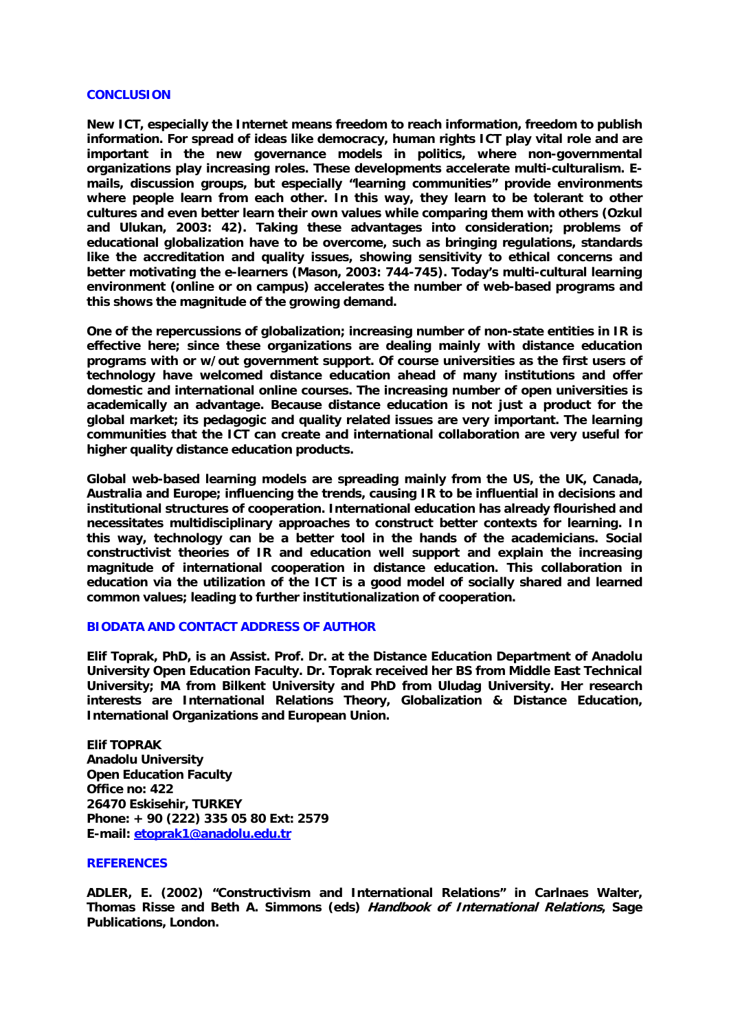## CONCLUSION

**New ICT, especially the Internet means freedom to reach information, freedom to publish information. For spread of ideas like democracy, human rights ICT play vital role and are important in the new governance models in politics, where non-governmental organizations play increasing roles. These developments accelerate multi-culturalism. E-mails, discussion groups, but especially "learning communities" provide environments where people learn from each other. In this way, they learn to be tolerant to other cultures and even better learn their own values while comparing them with others (Ozkul and Ulukan, 2003: 42). Taking these advantages into consideration; problems of educational globalization have to be overcome, such as bringing regulations, standards like the accreditation and quality issues, showing sensitivity to ethical concerns and better motivating the e-learners (Mason, 2003: 744-745). Today's multi-cultural learning environment (online or on campus) accelerates the number of web-based programs and this shows the magnitude of the growing demand.**

**One of the repercussions of globalization; increasing number of non-state entities in IR is effective here; since these organizations are dealing mainly with distance education programs with or w/out government support. Of course universities as the first users of technology have welcomed distance education ahead of many institutions and offer domestic and international online courses. The increasing number of open universities is academically an advantage. Because distance education is not just a product for the global market; its pedagogic and quality related issues are very important. The learning communities that the ICT can create and international collaboration are very useful for higher quality distance education products.**

**Global web-based learning models are spreading mainly from the US, the UK, Canada, Australia and Europe; influencing the trends, causing IR to be influential in decisions and institutional structures of cooperation. International education has already flourished and necessitates multidisciplinary approaches to construct better contexts for learning. In this way, technology can be a better tool in the hands of the academicians. Social constructivist theories of IR and education well support and explain the increasing magnitude of international cooperation in distance education. This collaboration in education via the utilization of the ICT is a good model of socially shared and learned common values; leading to further institutionalization of cooperation.**

## BIODATA AND CONTACT ADDRESS OF AUTHOR

**Elif Toprak, PhD, is an Assist. Prof. Dr. at the Distance Education Department of Anadolu University Open Education Faculty. Dr. Toprak received her BS from Middle East Technical University; MA from Bilkent University and PhD from Uludag University. Her research interests are International Relations Theory, Globalization & Distance Education, International Organizations and European Union.**

**Elif TOPRAK**
**Anadolu University**
**Open Education Faculty**
**Office no: 422**
**26470 Eskisehir, TURKEY**
**Phone: + 90 (222) 335 05 80 Ext: 2579**
**E-mail: etoprak1@anadolu.edu.tr**

## REFERENCES

**ADLER, E. (2002) "Constructivism and International Relations" in Carlnaes Walter, Thomas Risse and Beth A. Simmons (eds) *Handbook of International Relations*, Sage Publications, London.**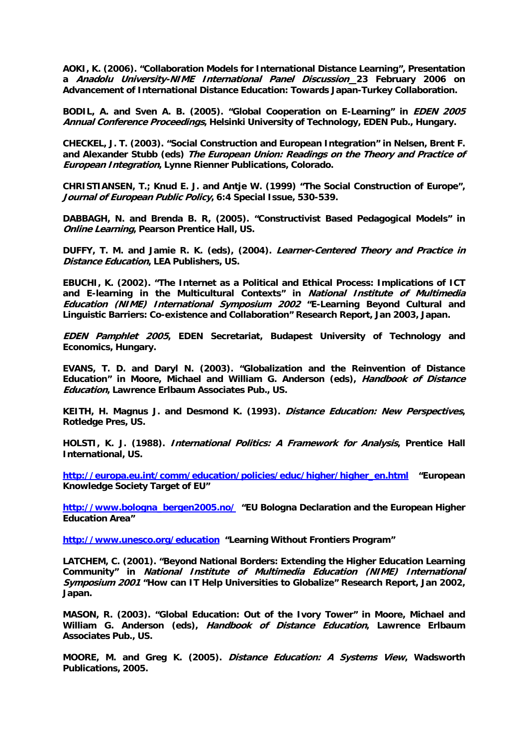**AOKI, K. (2006). "Collaboration Models for International Distance Learning", Presentation a *Anadolu University-NIME International Panel Discussion*_23 February 2006 on Advancement of International Distance Education: Towards Japan-Turkey Collaboration.**

**BODIL, A. and Sven A. B. (2005). "Global Cooperation on E-Learning" in *EDEN 2005 Annual Conference Proceedings*, Helsinki University of Technology, EDEN Pub., Hungary.**

**CHECKEL, J. T. (2003). "Social Construction and European Integration" in Nelsen, Brent F. and Alexander Stubb (eds) *The European Union: Readings on the Theory and Practice of European Integration*, Lynne Rienner Publications, Colorado.**

**CHRISTIANSEN, T.; Knud E. J. and Antje W. (1999) "The Social Construction of Europe", *Journal of European Public Policy*, 6:4 Special Issue, 530-539.**

**DABBAGH, N. and Brenda B. R, (2005). "Constructivist Based Pedagogical Models" in *Online Learning*, Pearson Prentice Hall, US.**

**DUFFY, T. M. and Jamie R. K. (eds), (2004). *Learner-Centered Theory and Practice in Distance Education*, LEA Publishers, US.**

**EBUCHI, K. (2002). "The Internet as a Political and Ethical Process: Implications of ICT and E-learning in the Multicultural Contexts" in *National Institute of Multimedia Education (NIME) International Symposium 2002* "E-Learning Beyond Cultural and Linguistic Barriers: Co-existence and Collaboration" Research Report, Jan 2003, Japan.**

***EDEN Pamphlet 2005*, EDEN Secretariat, Budapest University of Technology and Economics, Hungary.**

**EVANS, T. D. and Daryl N. (2003). "Globalization and the Reinvention of Distance Education" in Moore, Michael and William G. Anderson (eds), *Handbook of Distance Education*, Lawrence Erlbaum Associates Pub., US.**

**KEITH, H. Magnus J. and Desmond K. (1993). *Distance Education: New Perspectives*, Rotledge Pres, US.**

**HOLSTI, K. J. (1988). *International Politics: A Framework for Analysis*, Prentice Hall International, US.**

**http://europa.eu.int/comm/education/policies/educ/higher/higher_en.html "European Knowledge Society Target of EU"**

**http://www.bologna_bergen2005.no/ "EU Bologna Declaration and the European Higher Education Area"**

**http://www.unesco.org/education "Learning Without Frontiers Program"**

**LATCHEM, C. (2001). "Beyond National Borders: Extending the Higher Education Learning Community" in *National Institute of Multimedia Education (NIME) International Symposium 2001* "How can IT Help Universities to Globalize" Research Report, Jan 2002, Japan.**

**MASON, R. (2003). "Global Education: Out of the Ivory Tower" in Moore, Michael and William G. Anderson (eds), *Handbook of Distance Education*, Lawrence Erlbaum Associates Pub., US.**

**MOORE, M. and Greg K. (2005). *Distance Education: A Systems View*, Wadsworth Publications, 2005.**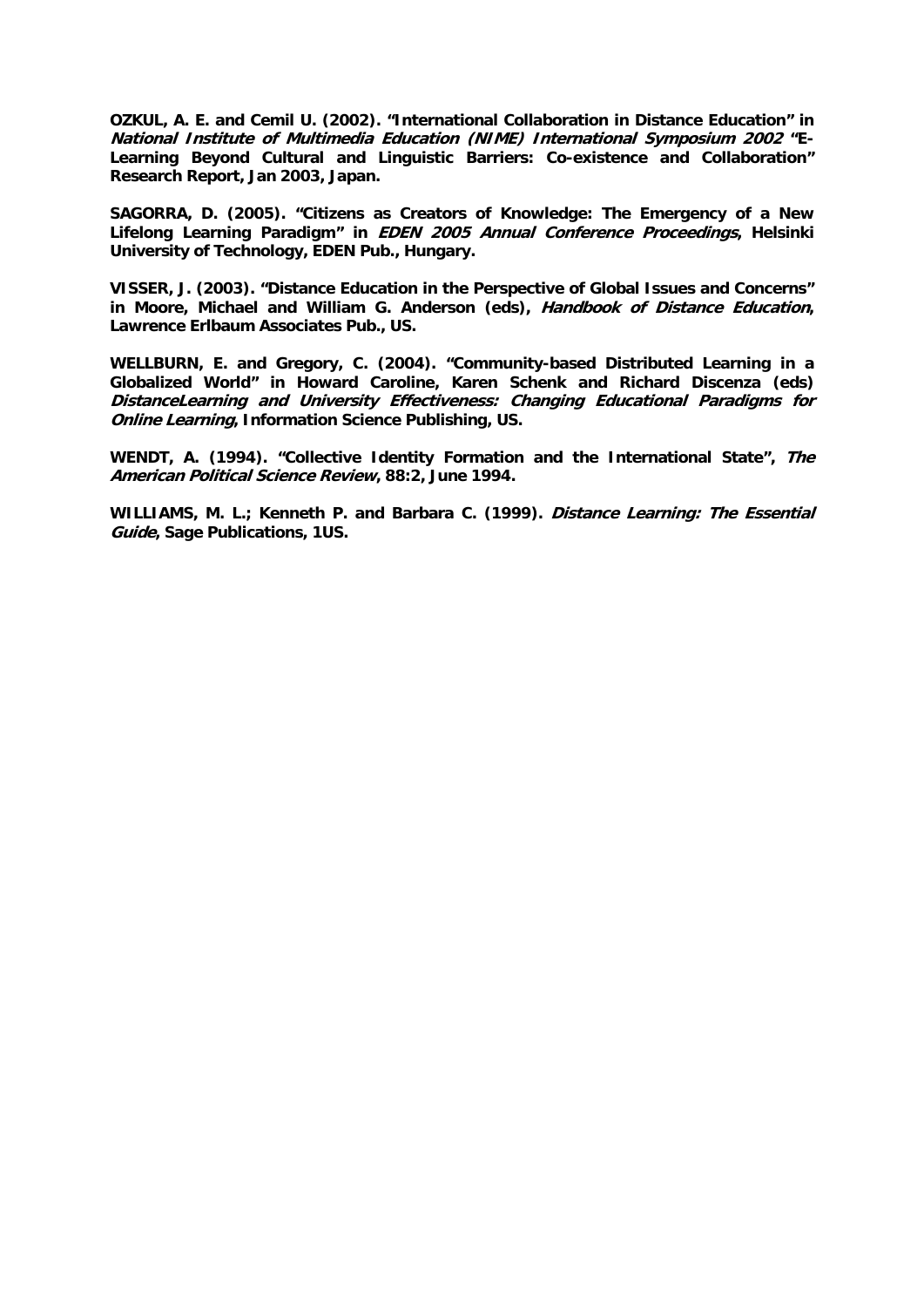**OZKUL, A. E. and Cemil U. (2002). "International Collaboration in Distance Education" in *National Institute of Multimedia Education (NIME) International Symposium 2002* "E-Learning Beyond Cultural and Linguistic Barriers: Co-existence and Collaboration" Research Report, Jan 2003, Japan.**

**SAGORRA, D. (2005). "Citizens as Creators of Knowledge: The Emergency of a New Lifelong Learning Paradigm" in *EDEN 2005 Annual Conference Proceedings*, Helsinki University of Technology, EDEN Pub., Hungary.**

**VISSER, J. (2003). "Distance Education in the Perspective of Global Issues and Concerns" in Moore, Michael and William G. Anderson (eds), *Handbook of Distance Education*, Lawrence Erlbaum Associates Pub., US.**

**WELLBURN, E. and Gregory, C. (2004). "Community-based Distributed Learning in a Globalized World" in Howard Caroline, Karen Schenk and Richard Discenza (eds) *DistanceLearning and University Effectiveness: Changing Educational Paradigms for Online Learning*, Information Science Publishing, US.**

**WENDT, A. (1994). "Collective Identity Formation and the International State", *The American Political Science Review*, 88:2, June 1994.**

**WILLIAMS, M. L.; Kenneth P. and Barbara C. (1999). *Distance Learning: The Essential Guide*, Sage Publications, 1US.**